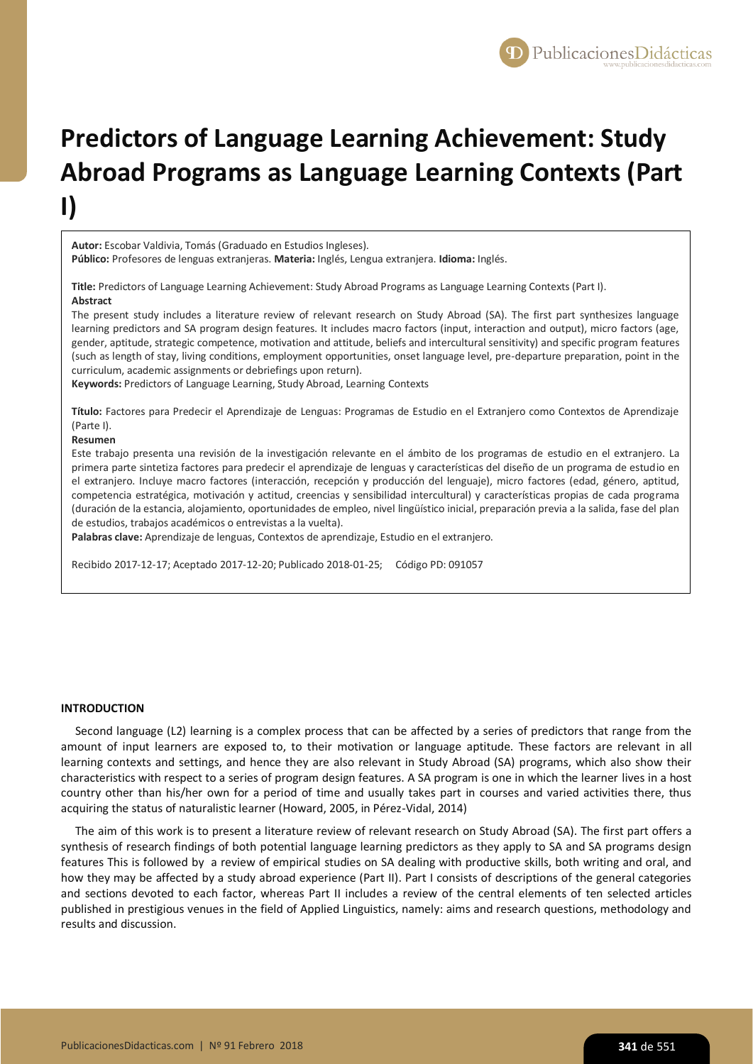# Predictors of Language Learning Achievement: Study Abroad Programs as Language Learning Contexts (Part I)

**Autor:** Escobar Valdivia, Tomás (Graduado en Estudios Ingleses).
**Público:** Profesores de lenguas extranjeras. **Materia:** Inglés, Lengua extranjera. **Idioma:** Inglés.

**Title:** Predictors of Language Learning Achievement: Study Abroad Programs as Language Learning Contexts (Part I).
**Abstract**
The present study includes a literature review of relevant research on Study Abroad (SA). The first part synthesizes language learning predictors and SA program design features. It includes macro factors (input, interaction and output), micro factors (age, gender, aptitude, strategic competence, motivation and attitude, beliefs and intercultural sensitivity) and specific program features (such as length of stay, living conditions, employment opportunities, onset language level, pre-departure preparation, point in the curriculum, academic assignments or debriefings upon return).
**Keywords:** Predictors of Language Learning, Study Abroad, Learning Contexts

**Título:** Factores para Predecir el Aprendizaje de Lenguas: Programas de Estudio en el Extranjero como Contextos de Aprendizaje (Parte I).
**Resumen**
Este trabajo presenta una revisión de la investigación relevante en el ámbito de los programas de estudio en el extranjero. La primera parte sintetiza factores para predecir el aprendizaje de lenguas y características del diseño de un programa de estudio en el extranjero. Incluye macro factores (interacción, recepción y producción del lenguaje), micro factores (edad, género, aptitud, competencia estratégica, motivación y actitud, creencias y sensibilidad intercultural) y características propias de cada programa (duración de la estancia, alojamiento, oportunidades de empleo, nivel lingüístico inicial, preparación previa a la salida, fase del plan de estudios, trabajos académicos o entrevistas a la vuelta).
**Palabras clave:** Aprendizaje de lenguas, Contextos de aprendizaje, Estudio en el extranjero.

Recibido 2017-12-17; Aceptado 2017-12-20; Publicado 2018-01-25; Código PD: 091057

## INTRODUCTION

Second language (L2) learning is a complex process that can be affected by a series of predictors that range from the amount of input learners are exposed to, to their motivation or language aptitude. These factors are relevant in all learning contexts and settings, and hence they are also relevant in Study Abroad (SA) programs, which also show their characteristics with respect to a series of program design features. A SA program is one in which the learner lives in a host country other than his/her own for a period of time and usually takes part in courses and varied activities there, thus acquiring the status of naturalistic learner (Howard, 2005, in Pérez-Vidal, 2014)

The aim of this work is to present a literature review of relevant research on Study Abroad (SA). The first part offers a synthesis of research findings of both potential language learning predictors as they apply to SA and SA programs design features This is followed by a review of empirical studies on SA dealing with productive skills, both writing and oral, and how they may be affected by a study abroad experience (Part II). Part I consists of descriptions of the general categories and sections devoted to each factor, whereas Part II includes a review of the central elements of ten selected articles published in prestigious venues in the field of Applied Linguistics, namely: aims and research questions, methodology and results and discussion.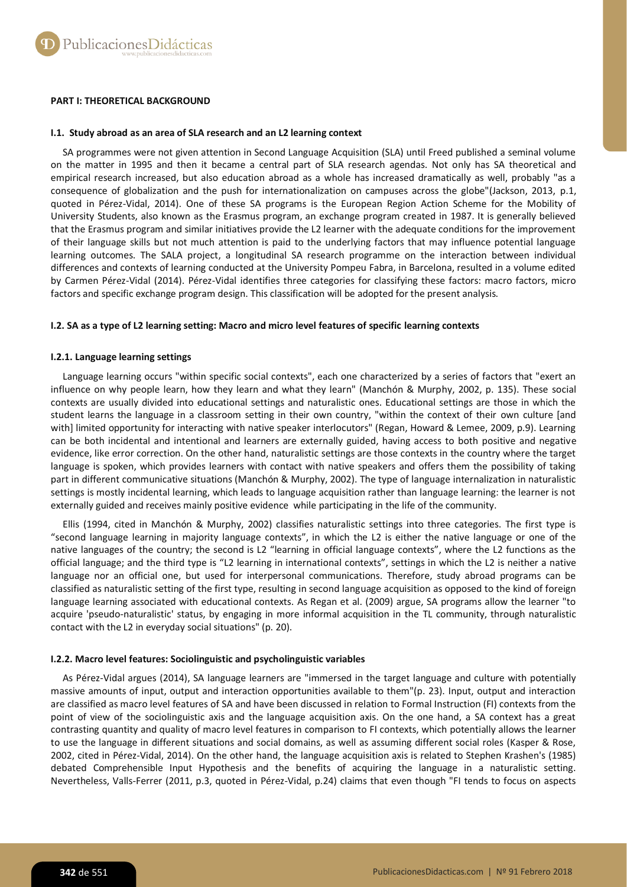**PART I: THEORETICAL BACKGROUND**

**I.1. Study abroad as an area of SLA research and an L2 learning context**

SA programmes were not given attention in Second Language Acquisition (SLA) until Freed published a seminal volume on the matter in 1995 and then it became a central part of SLA research agendas. Not only has SA theoretical and empirical research increased, but also education abroad as a whole has increased dramatically as well, probably "as a consequence of globalization and the push for internationalization on campuses across the globe"(Jackson, 2013, p.1, quoted in Pérez-Vidal, 2014). One of these SA programs is the European Region Action Scheme for the Mobility of University Students, also known as the Erasmus program, an exchange program created in 1987. It is generally believed that the Erasmus program and similar initiatives provide the L2 learner with the adequate conditions for the improvement of their language skills but not much attention is paid to the underlying factors that may influence potential language learning outcomes. The SALA project, a longitudinal SA research programme on the interaction between individual differences and contexts of learning conducted at the University Pompeu Fabra, in Barcelona, resulted in a volume edited by Carmen Pérez-Vidal (2014). Pérez-Vidal identifies three categories for classifying these factors: macro factors, micro factors and specific exchange program design. This classification will be adopted for the present analysis.

**I.2. SA as a type of L2 learning setting: Macro and micro level features of specific learning contexts**

**I.2.1. Language learning settings**

Language learning occurs "within specific social contexts", each one characterized by a series of factors that "exert an influence on why people learn, how they learn and what they learn" (Manchón & Murphy, 2002, p. 135). These social contexts are usually divided into educational settings and naturalistic ones. Educational settings are those in which the student learns the language in a classroom setting in their own country, "within the context of their own culture [and with] limited opportunity for interacting with native speaker interlocutors" (Regan, Howard & Lemee, 2009, p.9). Learning can be both incidental and intentional and learners are externally guided, having access to both positive and negative evidence, like error correction. On the other hand, naturalistic settings are those contexts in the country where the target language is spoken, which provides learners with contact with native speakers and offers them the possibility of taking part in different communicative situations (Manchón & Murphy, 2002). The type of language internalization in naturalistic settings is mostly incidental learning, which leads to language acquisition rather than language learning: the learner is not externally guided and receives mainly positive evidence while participating in the life of the community.

Ellis (1994, cited in Manchón & Murphy, 2002) classifies naturalistic settings into three categories. The first type is "second language learning in majority language contexts", in which the L2 is either the native language or one of the native languages of the country; the second is L2 "learning in official language contexts", where the L2 functions as the official language; and the third type is "L2 learning in international contexts", settings in which the L2 is neither a native language nor an official one, but used for interpersonal communications. Therefore, study abroad programs can be classified as naturalistic setting of the first type, resulting in second language acquisition as opposed to the kind of foreign language learning associated with educational contexts. As Regan et al. (2009) argue, SA programs allow the learner "to acquire 'pseudo-naturalistic' status, by engaging in more informal acquisition in the TL community, through naturalistic contact with the L2 in everyday social situations" (p. 20).

**I.2.2. Macro level features: Sociolinguistic and psycholinguistic variables**

As Pérez-Vidal argues (2014), SA language learners are "immersed in the target language and culture with potentially massive amounts of input, output and interaction opportunities available to them"(p. 23). Input, output and interaction are classified as macro level features of SA and have been discussed in relation to Formal Instruction (FI) contexts from the point of view of the sociolinguistic axis and the language acquisition axis. On the one hand, a SA context has a great contrasting quantity and quality of macro level features in comparison to FI contexts, which potentially allows the learner to use the language in different situations and social domains, as well as assuming different social roles (Kasper & Rose, 2002, cited in Pérez-Vidal, 2014). On the other hand, the language acquisition axis is related to Stephen Krashen's (1985) debated Comprehensible Input Hypothesis and the benefits of acquiring the language in a naturalistic setting. Nevertheless, Valls-Ferrer (2011, p.3, quoted in Pérez-Vidal, p.24) claims that even though "FI tends to focus on aspects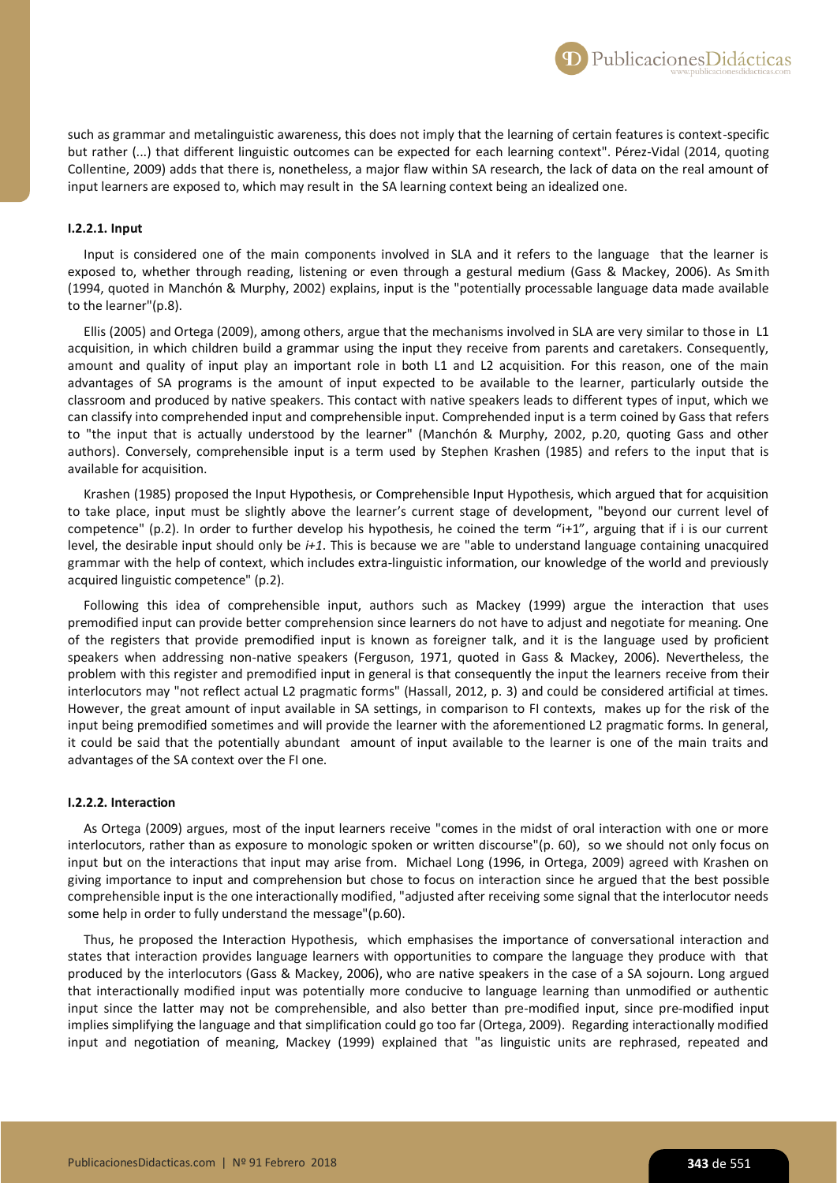such as grammar and metalinguistic awareness, this does not imply that the learning of certain features is context-specific but rather (...) that different linguistic outcomes can be expected for each learning context". Pérez-Vidal (2014, quoting Collentine, 2009) adds that there is, nonetheless, a major flaw within SA research, the lack of data on the real amount of input learners are exposed to, which may result in the SA learning context being an idealized one.

#### I.2.2.1. Input

Input is considered one of the main components involved in SLA and it refers to the language that the learner is exposed to, whether through reading, listening or even through a gestural medium (Gass & Mackey, 2006). As Smith (1994, quoted in Manchón & Murphy, 2002) explains, input is the "potentially processable language data made available to the learner"(p.8).

Ellis (2005) and Ortega (2009), among others, argue that the mechanisms involved in SLA are very similar to those in L1 acquisition, in which children build a grammar using the input they receive from parents and caretakers. Consequently, amount and quality of input play an important role in both L1 and L2 acquisition. For this reason, one of the main advantages of SA programs is the amount of input expected to be available to the learner, particularly outside the classroom and produced by native speakers. This contact with native speakers leads to different types of input, which we can classify into comprehended input and comprehensible input. Comprehended input is a term coined by Gass that refers to "the input that is actually understood by the learner" (Manchón & Murphy, 2002, p.20, quoting Gass and other authors). Conversely, comprehensible input is a term used by Stephen Krashen (1985) and refers to the input that is available for acquisition.

Krashen (1985) proposed the Input Hypothesis, or Comprehensible Input Hypothesis, which argued that for acquisition to take place, input must be slightly above the learner's current stage of development, "beyond our current level of competence" (p.2). In order to further develop his hypothesis, he coined the term "i+1", arguing that if i is our current level, the desirable input should only be *i+1*. This is because we are "able to understand language containing unacquired grammar with the help of context, which includes extra-linguistic information, our knowledge of the world and previously acquired linguistic competence" (p.2).

Following this idea of comprehensible input, authors such as Mackey (1999) argue the interaction that uses premodified input can provide better comprehension since learners do not have to adjust and negotiate for meaning. One of the registers that provide premodified input is known as foreigner talk, and it is the language used by proficient speakers when addressing non-native speakers (Ferguson, 1971, quoted in Gass & Mackey, 2006). Nevertheless, the problem with this register and premodified input in general is that consequently the input the learners receive from their interlocutors may "not reflect actual L2 pragmatic forms" (Hassall, 2012, p. 3) and could be considered artificial at times. However, the great amount of input available in SA settings, in comparison to FI contexts, makes up for the risk of the input being premodified sometimes and will provide the learner with the aforementioned L2 pragmatic forms. In general, it could be said that the potentially abundant amount of input available to the learner is one of the main traits and advantages of the SA context over the FI one.

#### I.2.2.2. Interaction

As Ortega (2009) argues, most of the input learners receive "comes in the midst of oral interaction with one or more interlocutors, rather than as exposure to monologic spoken or written discourse"(p. 60), so we should not only focus on input but on the interactions that input may arise from. Michael Long (1996, in Ortega, 2009) agreed with Krashen on giving importance to input and comprehension but chose to focus on interaction since he argued that the best possible comprehensible input is the one interactionally modified, "adjusted after receiving some signal that the interlocutor needs some help in order to fully understand the message"(p.60).

Thus, he proposed the Interaction Hypothesis, which emphasises the importance of conversational interaction and states that interaction provides language learners with opportunities to compare the language they produce with that produced by the interlocutors (Gass & Mackey, 2006), who are native speakers in the case of a SA sojourn. Long argued that interactionally modified input was potentially more conducive to language learning than unmodified or authentic input since the latter may not be comprehensible, and also better than pre-modified input, since pre-modified input implies simplifying the language and that simplification could go too far (Ortega, 2009). Regarding interactionally modified input and negotiation of meaning, Mackey (1999) explained that "as linguistic units are rephrased, repeated and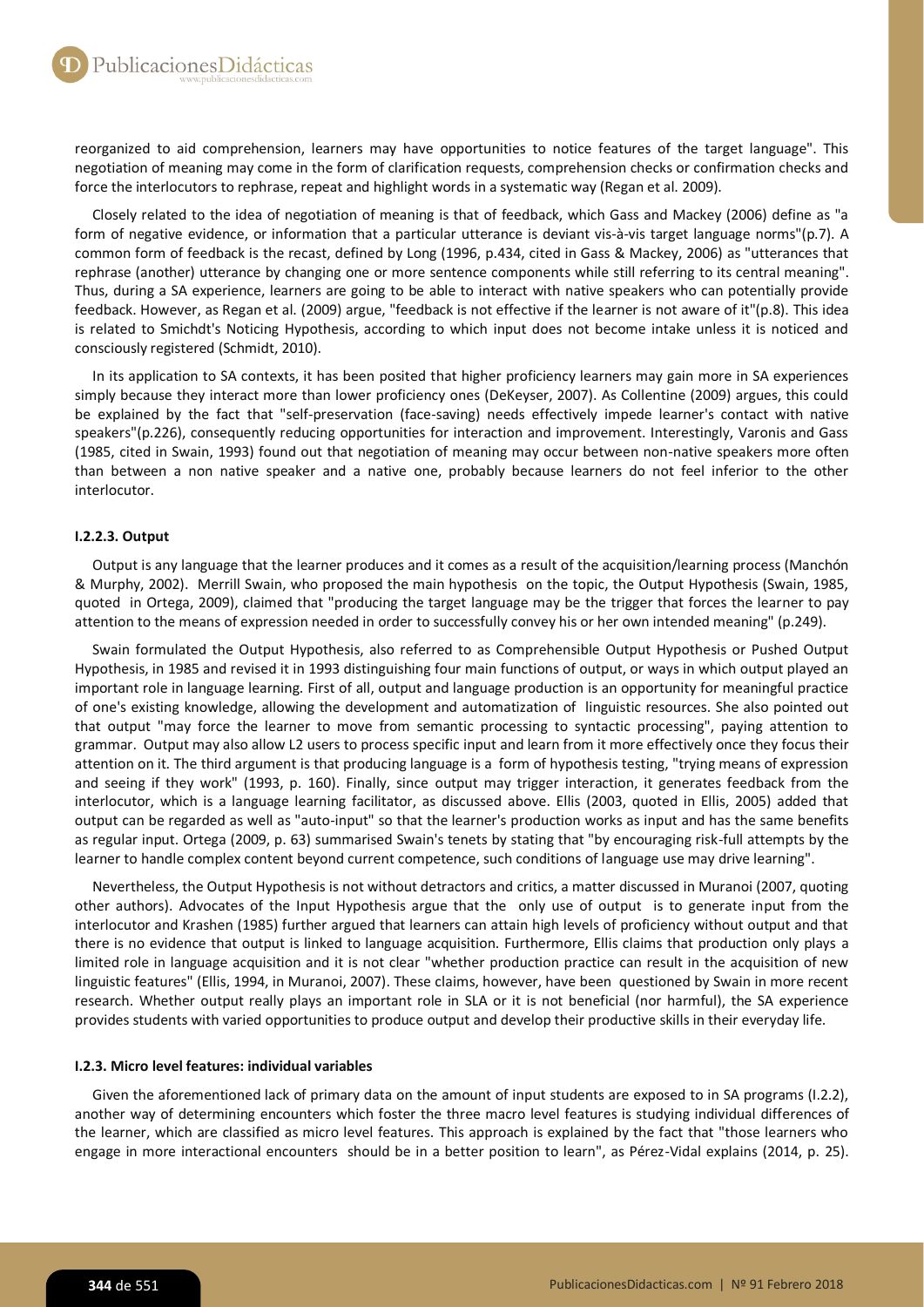reorganized to aid comprehension, learners may have opportunities to notice features of the target language". This negotiation of meaning may come in the form of clarification requests, comprehension checks or confirmation checks and force the interlocutors to rephrase, repeat and highlight words in a systematic way (Regan et al. 2009).

Closely related to the idea of negotiation of meaning is that of feedback, which Gass and Mackey (2006) define as "a form of negative evidence, or information that a particular utterance is deviant vis-à-vis target language norms"(p.7). A common form of feedback is the recast, defined by Long (1996, p.434, cited in Gass & Mackey, 2006) as "utterances that rephrase (another) utterance by changing one or more sentence components while still referring to its central meaning". Thus, during a SA experience, learners are going to be able to interact with native speakers who can potentially provide feedback. However, as Regan et al. (2009) argue, "feedback is not effective if the learner is not aware of it"(p.8). This idea is related to Smichdt's Noticing Hypothesis, according to which input does not become intake unless it is noticed and consciously registered (Schmidt, 2010).

In its application to SA contexts, it has been posited that higher proficiency learners may gain more in SA experiences simply because they interact more than lower proficiency ones (DeKeyser, 2007). As Collentine (2009) argues, this could be explained by the fact that "self-preservation (face-saving) needs effectively impede learner's contact with native speakers"(p.226), consequently reducing opportunities for interaction and improvement. Interestingly, Varonis and Gass (1985, cited in Swain, 1993) found out that negotiation of meaning may occur between non-native speakers more often than between a non native speaker and a native one, probably because learners do not feel inferior to the other interlocutor.

#### I.2.2.3. Output

Output is any language that the learner produces and it comes as a result of the acquisition/learning process (Manchón & Murphy, 2002). Merrill Swain, who proposed the main hypothesis on the topic, the Output Hypothesis (Swain, 1985, quoted in Ortega, 2009), claimed that "producing the target language may be the trigger that forces the learner to pay attention to the means of expression needed in order to successfully convey his or her own intended meaning" (p.249).

Swain formulated the Output Hypothesis, also referred to as Comprehensible Output Hypothesis or Pushed Output Hypothesis, in 1985 and revised it in 1993 distinguishing four main functions of output, or ways in which output played an important role in language learning. First of all, output and language production is an opportunity for meaningful practice of one's existing knowledge, allowing the development and automatization of linguistic resources. She also pointed out that output "may force the learner to move from semantic processing to syntactic processing", paying attention to grammar. Output may also allow L2 users to process specific input and learn from it more effectively once they focus their attention on it. The third argument is that producing language is a form of hypothesis testing, "trying means of expression and seeing if they work" (1993, p. 160). Finally, since output may trigger interaction, it generates feedback from the interlocutor, which is a language learning facilitator, as discussed above. Ellis (2003, quoted in Ellis, 2005) added that output can be regarded as well as "auto-input" so that the learner's production works as input and has the same benefits as regular input. Ortega (2009, p. 63) summarised Swain's tenets by stating that "by encouraging risk-full attempts by the learner to handle complex content beyond current competence, such conditions of language use may drive learning".

Nevertheless, the Output Hypothesis is not without detractors and critics, a matter discussed in Muranoi (2007, quoting other authors). Advocates of the Input Hypothesis argue that the only use of output is to generate input from the interlocutor and Krashen (1985) further argued that learners can attain high levels of proficiency without output and that there is no evidence that output is linked to language acquisition. Furthermore, Ellis claims that production only plays a limited role in language acquisition and it is not clear "whether production practice can result in the acquisition of new linguistic features" (Ellis, 1994, in Muranoi, 2007). These claims, however, have been questioned by Swain in more recent research. Whether output really plays an important role in SLA or it is not beneficial (nor harmful), the SA experience provides students with varied opportunities to produce output and develop their productive skills in their everyday life.

#### I.2.3. Micro level features: individual variables

Given the aforementioned lack of primary data on the amount of input students are exposed to in SA programs (I.2.2), another way of determining encounters which foster the three macro level features is studying individual differences of the learner, which are classified as micro level features. This approach is explained by the fact that "those learners who engage in more interactional encounters should be in a better position to learn", as Pérez-Vidal explains (2014, p. 25).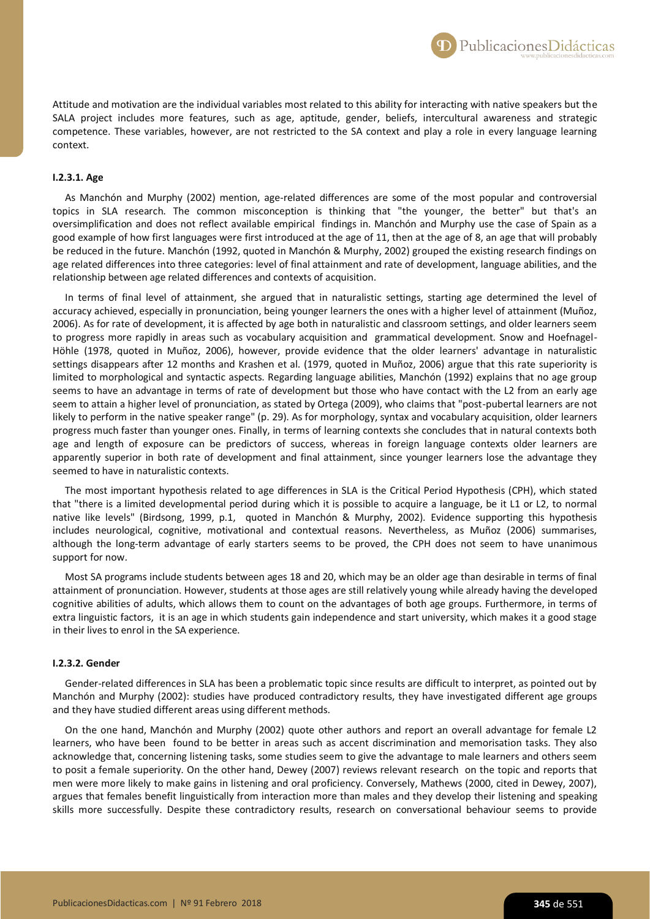Attitude and motivation are the individual variables most related to this ability for interacting with native speakers but the SALA project includes more features, such as age, aptitude, gender, beliefs, intercultural awareness and strategic competence. These variables, however, are not restricted to the SA context and play a role in every language learning context.

#### I.2.3.1. Age

As Manchón and Murphy (2002) mention, age-related differences are some of the most popular and controversial topics in SLA research. The common misconception is thinking that "the younger, the better" but that's an oversimplification and does not reflect available empirical findings in. Manchón and Murphy use the case of Spain as a good example of how first languages were first introduced at the age of 11, then at the age of 8, an age that will probably be reduced in the future. Manchón (1992, quoted in Manchón & Murphy, 2002) grouped the existing research findings on age related differences into three categories: level of final attainment and rate of development, language abilities, and the relationship between age related differences and contexts of acquisition.

In terms of final level of attainment, she argued that in naturalistic settings, starting age determined the level of accuracy achieved, especially in pronunciation, being younger learners the ones with a higher level of attainment (Muñoz, 2006). As for rate of development, it is affected by age both in naturalistic and classroom settings, and older learners seem to progress more rapidly in areas such as vocabulary acquisition and grammatical development. Snow and Hoefnagel-Höhle (1978, quoted in Muñoz, 2006), however, provide evidence that the older learners' advantage in naturalistic settings disappears after 12 months and Krashen et al. (1979, quoted in Muñoz, 2006) argue that this rate superiority is limited to morphological and syntactic aspects. Regarding language abilities, Manchón (1992) explains that no age group seems to have an advantage in terms of rate of development but those who have contact with the L2 from an early age seem to attain a higher level of pronunciation, as stated by Ortega (2009), who claims that "post-pubertal learners are not likely to perform in the native speaker range" (p. 29). As for morphology, syntax and vocabulary acquisition, older learners progress much faster than younger ones. Finally, in terms of learning contexts she concludes that in natural contexts both age and length of exposure can be predictors of success, whereas in foreign language contexts older learners are apparently superior in both rate of development and final attainment, since younger learners lose the advantage they seemed to have in naturalistic contexts.

The most important hypothesis related to age differences in SLA is the Critical Period Hypothesis (CPH), which stated that "there is a limited developmental period during which it is possible to acquire a language, be it L1 or L2, to normal native like levels" (Birdsong, 1999, p.1, quoted in Manchón & Murphy, 2002). Evidence supporting this hypothesis includes neurological, cognitive, motivational and contextual reasons. Nevertheless, as Muñoz (2006) summarises, although the long-term advantage of early starters seems to be proved, the CPH does not seem to have unanimous support for now.

Most SA programs include students between ages 18 and 20, which may be an older age than desirable in terms of final attainment of pronunciation. However, students at those ages are still relatively young while already having the developed cognitive abilities of adults, which allows them to count on the advantages of both age groups. Furthermore, in terms of extra linguistic factors, it is an age in which students gain independence and start university, which makes it a good stage in their lives to enrol in the SA experience.

#### I.2.3.2. Gender

Gender-related differences in SLA has been a problematic topic since results are difficult to interpret, as pointed out by Manchón and Murphy (2002): studies have produced contradictory results, they have investigated different age groups and they have studied different areas using different methods.

On the one hand, Manchón and Murphy (2002) quote other authors and report an overall advantage for female L2 learners, who have been found to be better in areas such as accent discrimination and memorisation tasks. They also acknowledge that, concerning listening tasks, some studies seem to give the advantage to male learners and others seem to posit a female superiority. On the other hand, Dewey (2007) reviews relevant research on the topic and reports that men were more likely to make gains in listening and oral proficiency. Conversely, Mathews (2000, cited in Dewey, 2007), argues that females benefit linguistically from interaction more than males and they develop their listening and speaking skills more successfully. Despite these contradictory results, research on conversational behaviour seems to provide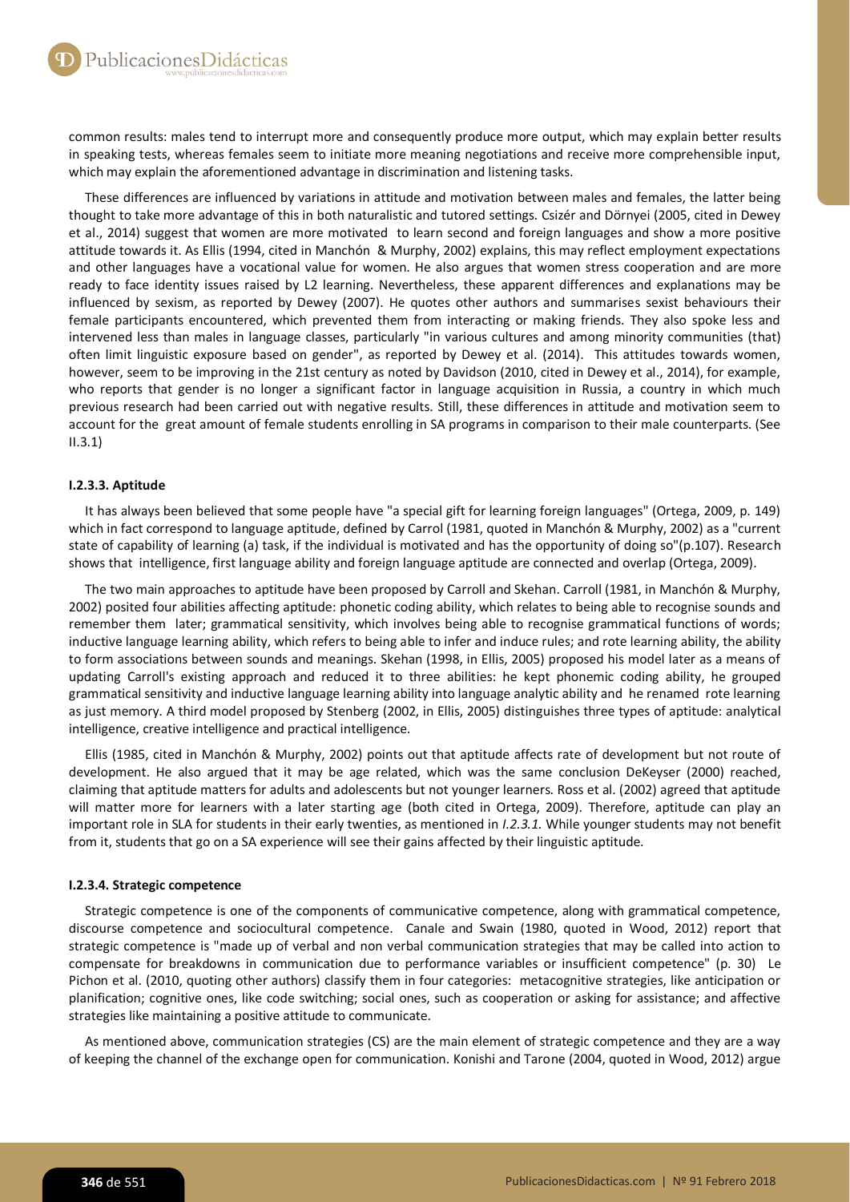common results: males tend to interrupt more and consequently produce more output, which may explain better results in speaking tests, whereas females seem to initiate more meaning negotiations and receive more comprehensible input, which may explain the aforementioned advantage in discrimination and listening tasks.

These differences are influenced by variations in attitude and motivation between males and females, the latter being thought to take more advantage of this in both naturalistic and tutored settings. Csizér and Dörnyei (2005, cited in Dewey et al., 2014) suggest that women are more motivated to learn second and foreign languages and show a more positive attitude towards it. As Ellis (1994, cited in Manchón & Murphy, 2002) explains, this may reflect employment expectations and other languages have a vocational value for women. He also argues that women stress cooperation and are more ready to face identity issues raised by L2 learning. Nevertheless, these apparent differences and explanations may be influenced by sexism, as reported by Dewey (2007). He quotes other authors and summarises sexist behaviours their female participants encountered, which prevented them from interacting or making friends. They also spoke less and intervened less than males in language classes, particularly "in various cultures and among minority communities (that) often limit linguistic exposure based on gender", as reported by Dewey et al. (2014). This attitudes towards women, however, seem to be improving in the 21st century as noted by Davidson (2010, cited in Dewey et al., 2014), for example, who reports that gender is no longer a significant factor in language acquisition in Russia, a country in which much previous research had been carried out with negative results. Still, these differences in attitude and motivation seem to account for the great amount of female students enrolling in SA programs in comparison to their male counterparts. (See II.3.1)

#### I.2.3.3. Aptitude

It has always been believed that some people have "a special gift for learning foreign languages" (Ortega, 2009, p. 149) which in fact correspond to language aptitude, defined by Carrol (1981, quoted in Manchón & Murphy, 2002) as a "current state of capability of learning (a) task, if the individual is motivated and has the opportunity of doing so"(p.107). Research shows that intelligence, first language ability and foreign language aptitude are connected and overlap (Ortega, 2009).

The two main approaches to aptitude have been proposed by Carroll and Skehan. Carroll (1981, in Manchón & Murphy, 2002) posited four abilities affecting aptitude: phonetic coding ability, which relates to being able to recognise sounds and remember them later; grammatical sensitivity, which involves being able to recognise grammatical functions of words; inductive language learning ability, which refers to being able to infer and induce rules; and rote learning ability, the ability to form associations between sounds and meanings. Skehan (1998, in Ellis, 2005) proposed his model later as a means of updating Carroll's existing approach and reduced it to three abilities: he kept phonemic coding ability, he grouped grammatical sensitivity and inductive language learning ability into language analytic ability and he renamed rote learning as just memory. A third model proposed by Stenberg (2002, in Ellis, 2005) distinguishes three types of aptitude: analytical intelligence, creative intelligence and practical intelligence.

Ellis (1985, cited in Manchón & Murphy, 2002) points out that aptitude affects rate of development but not route of development. He also argued that it may be age related, which was the same conclusion DeKeyser (2000) reached, claiming that aptitude matters for adults and adolescents but not younger learners. Ross et al. (2002) agreed that aptitude will matter more for learners with a later starting age (both cited in Ortega, 2009). Therefore, aptitude can play an important role in SLA for students in their early twenties, as mentioned in *I.2.3.1.* While younger students may not benefit from it, students that go on a SA experience will see their gains affected by their linguistic aptitude.

#### I.2.3.4. Strategic competence

Strategic competence is one of the components of communicative competence, along with grammatical competence, discourse competence and sociocultural competence. Canale and Swain (1980, quoted in Wood, 2012) report that strategic competence is "made up of verbal and non verbal communication strategies that may be called into action to compensate for breakdowns in communication due to performance variables or insufficient competence" (p. 30) Le Pichon et al. (2010, quoting other authors) classify them in four categories: metacognitive strategies, like anticipation or planification; cognitive ones, like code switching; social ones, such as cooperation or asking for assistance; and affective strategies like maintaining a positive attitude to communicate.

As mentioned above, communication strategies (CS) are the main element of strategic competence and they are a way of keeping the channel of the exchange open for communication. Konishi and Tarone (2004, quoted in Wood, 2012) argue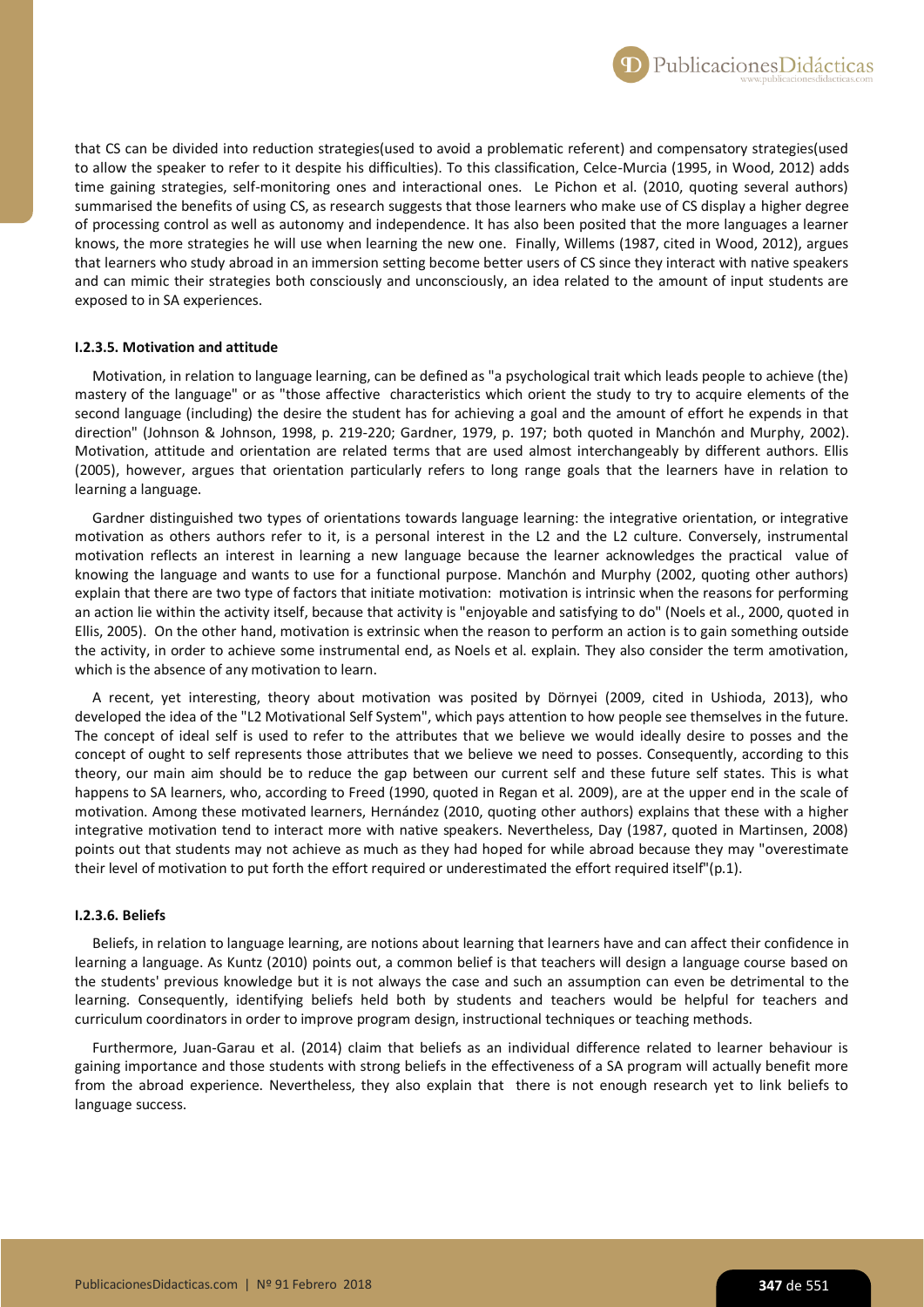that CS can be divided into reduction strategies(used to avoid a problematic referent) and compensatory strategies(used to allow the speaker to refer to it despite his difficulties). To this classification, Celce-Murcia (1995, in Wood, 2012) adds time gaining strategies, self-monitoring ones and interactional ones. Le Pichon et al. (2010, quoting several authors) summarised the benefits of using CS, as research suggests that those learners who make use of CS display a higher degree of processing control as well as autonomy and independence. It has also been posited that the more languages a learner knows, the more strategies he will use when learning the new one. Finally, Willems (1987, cited in Wood, 2012), argues that learners who study abroad in an immersion setting become better users of CS since they interact with native speakers and can mimic their strategies both consciously and unconsciously, an idea related to the amount of input students are exposed to in SA experiences.

#### I.2.3.5. Motivation and attitude

Motivation, in relation to language learning, can be defined as "a psychological trait which leads people to achieve (the) mastery of the language" or as "those affective characteristics which orient the study to try to acquire elements of the second language (including) the desire the student has for achieving a goal and the amount of effort he expends in that direction" (Johnson & Johnson, 1998, p. 219-220; Gardner, 1979, p. 197; both quoted in Manchón and Murphy, 2002). Motivation, attitude and orientation are related terms that are used almost interchangeably by different authors. Ellis (2005), however, argues that orientation particularly refers to long range goals that the learners have in relation to learning a language.

Gardner distinguished two types of orientations towards language learning: the integrative orientation, or integrative motivation as others authors refer to it, is a personal interest in the L2 and the L2 culture. Conversely, instrumental motivation reflects an interest in learning a new language because the learner acknowledges the practical value of knowing the language and wants to use for a functional purpose. Manchón and Murphy (2002, quoting other authors) explain that there are two type of factors that initiate motivation: motivation is intrinsic when the reasons for performing an action lie within the activity itself, because that activity is "enjoyable and satisfying to do" (Noels et al., 2000, quoted in Ellis, 2005). On the other hand, motivation is extrinsic when the reason to perform an action is to gain something outside the activity, in order to achieve some instrumental end, as Noels et al. explain. They also consider the term amotivation, which is the absence of any motivation to learn.

A recent, yet interesting, theory about motivation was posited by Dörnyei (2009, cited in Ushioda, 2013), who developed the idea of the "L2 Motivational Self System", which pays attention to how people see themselves in the future. The concept of ideal self is used to refer to the attributes that we believe we would ideally desire to posses and the concept of ought to self represents those attributes that we believe we need to posses. Consequently, according to this theory, our main aim should be to reduce the gap between our current self and these future self states. This is what happens to SA learners, who, according to Freed (1990, quoted in Regan et al. 2009), are at the upper end in the scale of motivation. Among these motivated learners, Hernández (2010, quoting other authors) explains that these with a higher integrative motivation tend to interact more with native speakers. Nevertheless, Day (1987, quoted in Martinsen, 2008) points out that students may not achieve as much as they had hoped for while abroad because they may "overestimate their level of motivation to put forth the effort required or underestimated the effort required itself"(p.1).

#### I.2.3.6. Beliefs

Beliefs, in relation to language learning, are notions about learning that learners have and can affect their confidence in learning a language. As Kuntz (2010) points out, a common belief is that teachers will design a language course based on the students' previous knowledge but it is not always the case and such an assumption can even be detrimental to the learning. Consequently, identifying beliefs held both by students and teachers would be helpful for teachers and curriculum coordinators in order to improve program design, instructional techniques or teaching methods.

Furthermore, Juan-Garau et al. (2014) claim that beliefs as an individual difference related to learner behaviour is gaining importance and those students with strong beliefs in the effectiveness of a SA program will actually benefit more from the abroad experience. Nevertheless, they also explain that there is not enough research yet to link beliefs to language success.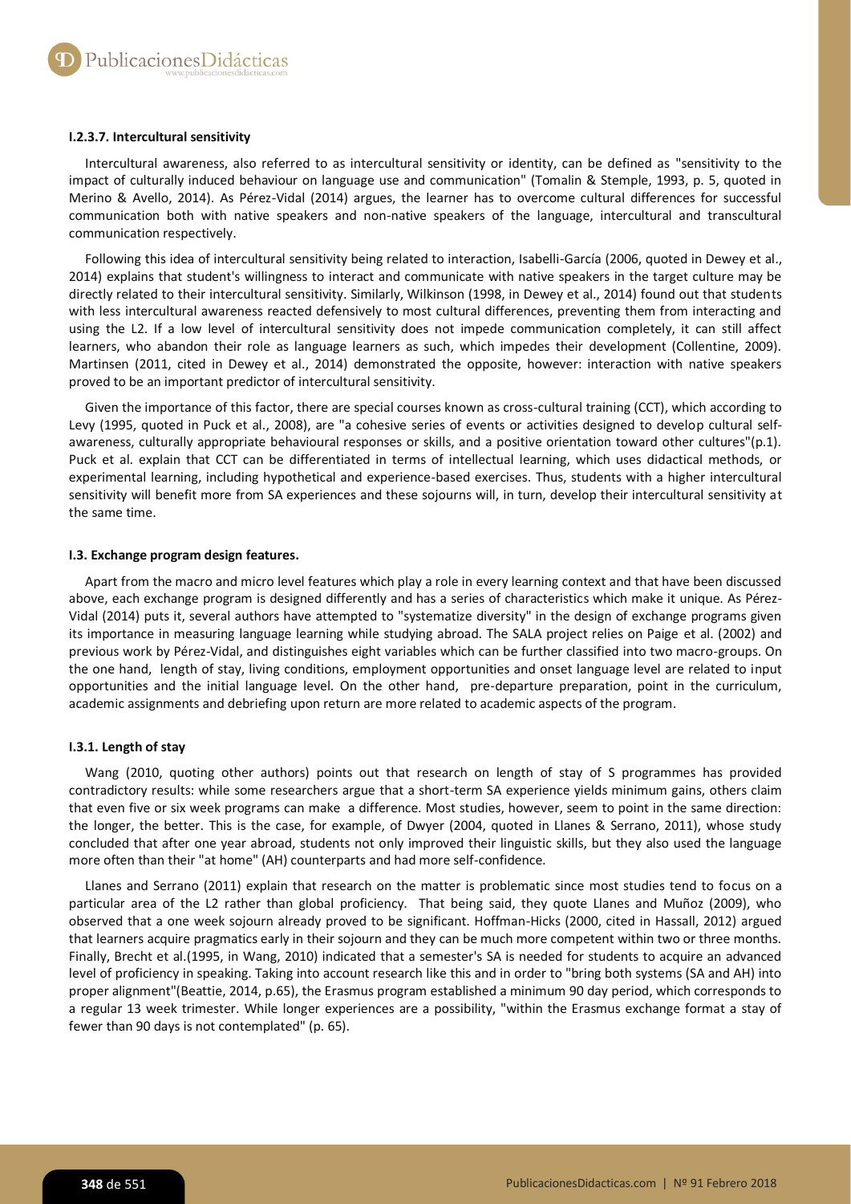#### I.2.3.7. Intercultural sensitivity

Intercultural awareness, also referred to as intercultural sensitivity or identity, can be defined as "sensitivity to the impact of culturally induced behaviour on language use and communication" (Tomalin & Stemple, 1993, p. 5, quoted in Merino & Avello, 2014). As Pérez-Vidal (2014) argues, the learner has to overcome cultural differences for successful communication both with native speakers and non-native speakers of the language, intercultural and transcultural communication respectively.

Following this idea of intercultural sensitivity being related to interaction, Isabelli-García (2006, quoted in Dewey et al., 2014) explains that student's willingness to interact and communicate with native speakers in the target culture may be directly related to their intercultural sensitivity. Similarly, Wilkinson (1998, in Dewey et al., 2014) found out that students with less intercultural awareness reacted defensively to most cultural differences, preventing them from interacting and using the L2. If a low level of intercultural sensitivity does not impede communication completely, it can still affect learners, who abandon their role as language learners as such, which impedes their development (Collentine, 2009). Martinsen (2011, cited in Dewey et al., 2014) demonstrated the opposite, however: interaction with native speakers proved to be an important predictor of intercultural sensitivity.

Given the importance of this factor, there are special courses known as cross-cultural training (CCT), which according to Levy (1995, quoted in Puck et al., 2008), are "a cohesive series of events or activities designed to develop cultural self-awareness, culturally appropriate behavioural responses or skills, and a positive orientation toward other cultures"(p.1). Puck et al. explain that CCT can be differentiated in terms of intellectual learning, which uses didactical methods, or experimental learning, including hypothetical and experience-based exercises. Thus, students with a higher intercultural sensitivity will benefit more from SA experiences and these sojourns will, in turn, develop their intercultural sensitivity at the same time.

### I.3. Exchange program design features.

Apart from the macro and micro level features which play a role in every learning context and that have been discussed above, each exchange program is designed differently and has a series of characteristics which make it unique. As Pérez-Vidal (2014) puts it, several authors have attempted to "systematize diversity" in the design of exchange programs given its importance in measuring language learning while studying abroad. The SALA project relies on Paige et al. (2002) and previous work by Pérez-Vidal, and distinguishes eight variables which can be further classified into two macro-groups. On the one hand, length of stay, living conditions, employment opportunities and onset language level are related to input opportunities and the initial language level. On the other hand, pre-departure preparation, point in the curriculum, academic assignments and debriefing upon return are more related to academic aspects of the program.

#### I.3.1. Length of stay

Wang (2010, quoting other authors) points out that research on length of stay of S programmes has provided contradictory results: while some researchers argue that a short-term SA experience yields minimum gains, others claim that even five or six week programs can make a difference. Most studies, however, seem to point in the same direction: the longer, the better. This is the case, for example, of Dwyer (2004, quoted in Llanes & Serrano, 2011), whose study concluded that after one year abroad, students not only improved their linguistic skills, but they also used the language more often than their "at home" (AH) counterparts and had more self-confidence.

Llanes and Serrano (2011) explain that research on the matter is problematic since most studies tend to focus on a particular area of the L2 rather than global proficiency. That being said, they quote Llanes and Muñoz (2009), who observed that a one week sojourn already proved to be significant. Hoffman-Hicks (2000, cited in Hassall, 2012) argued that learners acquire pragmatics early in their sojourn and they can be much more competent within two or three months. Finally, Brecht et al.(1995, in Wang, 2010) indicated that a semester's SA is needed for students to acquire an advanced level of proficiency in speaking. Taking into account research like this and in order to "bring both systems (SA and AH) into proper alignment"(Beattie, 2014, p.65), the Erasmus program established a minimum 90 day period, which corresponds to a regular 13 week trimester. While longer experiences are a possibility, "within the Erasmus exchange format a stay of fewer than 90 days is not contemplated" (p. 65).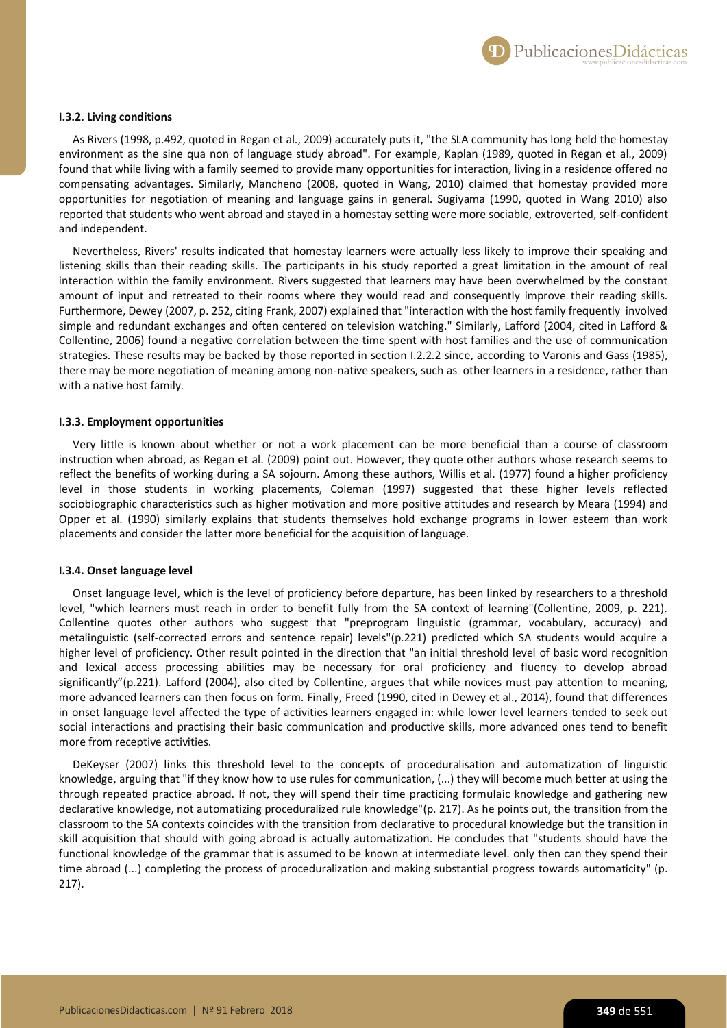#### I.3.2. Living conditions

As Rivers (1998, p.492, quoted in Regan et al., 2009) accurately puts it, "the SLA community has long held the homestay environment as the sine qua non of language study abroad". For example, Kaplan (1989, quoted in Regan et al., 2009) found that while living with a family seemed to provide many opportunities for interaction, living in a residence offered no compensating advantages. Similarly, Mancheno (2008, quoted in Wang, 2010) claimed that homestay provided more opportunities for negotiation of meaning and language gains in general. Sugiyama (1990, quoted in Wang 2010) also reported that students who went abroad and stayed in a homestay setting were more sociable, extroverted, self-confident and independent.

Nevertheless, Rivers' results indicated that homestay learners were actually less likely to improve their speaking and listening skills than their reading skills. The participants in his study reported a great limitation in the amount of real interaction within the family environment. Rivers suggested that learners may have been overwhelmed by the constant amount of input and retreated to their rooms where they would read and consequently improve their reading skills. Furthermore, Dewey (2007, p. 252, citing Frank, 2007) explained that "interaction with the host family frequently involved simple and redundant exchanges and often centered on television watching." Similarly, Lafford (2004, cited in Lafford & Collentine, 2006) found a negative correlation between the time spent with host families and the use of communication strategies. These results may be backed by those reported in section I.2.2.2 since, according to Varonis and Gass (1985), there may be more negotiation of meaning among non-native speakers, such as other learners in a residence, rather than with a native host family.

#### I.3.3. Employment opportunities

Very little is known about whether or not a work placement can be more beneficial than a course of classroom instruction when abroad, as Regan et al. (2009) point out. However, they quote other authors whose research seems to reflect the benefits of working during a SA sojourn. Among these authors, Willis et al. (1977) found a higher proficiency level in those students in working placements, Coleman (1997) suggested that these higher levels reflected sociobiographic characteristics such as higher motivation and more positive attitudes and research by Meara (1994) and Opper et al. (1990) similarly explains that students themselves hold exchange programs in lower esteem than work placements and consider the latter more beneficial for the acquisition of language.

#### I.3.4. Onset language level

Onset language level, which is the level of proficiency before departure, has been linked by researchers to a threshold level, "which learners must reach in order to benefit fully from the SA context of learning"(Collentine, 2009, p. 221). Collentine quotes other authors who suggest that "preprogram linguistic (grammar, vocabulary, accuracy) and metalinguistic (self-corrected errors and sentence repair) levels"(p.221) predicted which SA students would acquire a higher level of proficiency. Other result pointed in the direction that "an initial threshold level of basic word recognition and lexical access processing abilities may be necessary for oral proficiency and fluency to develop abroad significantly"(p.221). Lafford (2004), also cited by Collentine, argues that while novices must pay attention to meaning, more advanced learners can then focus on form. Finally, Freed (1990, cited in Dewey et al., 2014), found that differences in onset language level affected the type of activities learners engaged in: while lower level learners tended to seek out social interactions and practising their basic communication and productive skills, more advanced ones tend to benefit more from receptive activities.

DeKeyser (2007) links this threshold level to the concepts of proceduralisation and automatization of linguistic knowledge, arguing that "if they know how to use rules for communication, (...) they will become much better at using the through repeated practice abroad. If not, they will spend their time practicing formulaic knowledge and gathering new declarative knowledge, not automatizing proceduralized rule knowledge"(p. 217). As he points out, the transition from the classroom to the SA contexts coincides with the transition from declarative to procedural knowledge but the transition in skill acquisition that should with going abroad is actually automatization. He concludes that "students should have the functional knowledge of the grammar that is assumed to be known at intermediate level. only then can they spend their time abroad (...) completing the process of proceduralization and making substantial progress towards automaticity" (p. 217).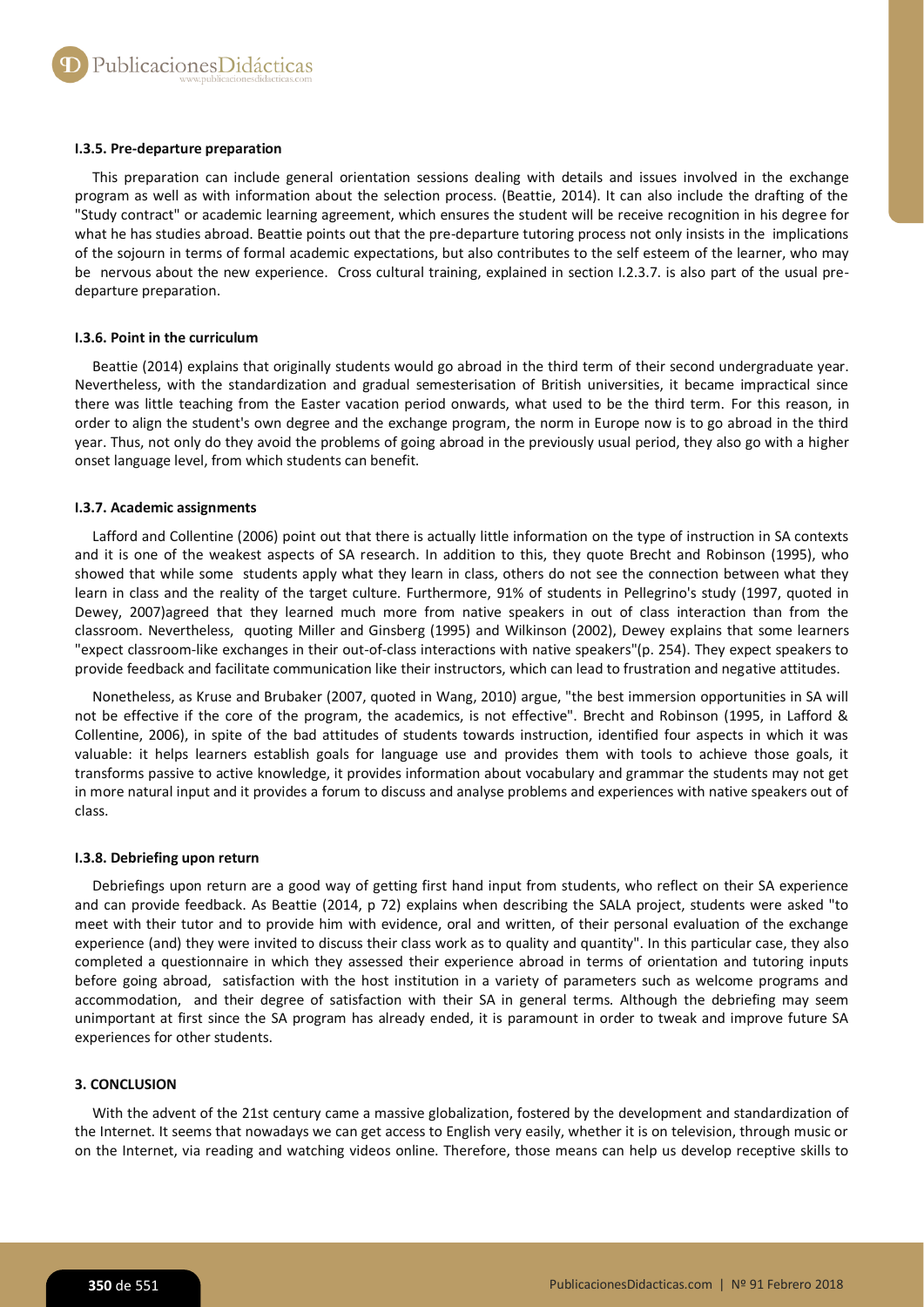#### I.3.5. Pre-departure preparation

This preparation can include general orientation sessions dealing with details and issues involved in the exchange program as well as with information about the selection process. (Beattie, 2014). It can also include the drafting of the "Study contract" or academic learning agreement, which ensures the student will be receive recognition in his degree for what he has studies abroad. Beattie points out that the pre-departure tutoring process not only insists in the implications of the sojourn in terms of formal academic expectations, but also contributes to the self esteem of the learner, who may be nervous about the new experience. Cross cultural training, explained in section I.2.3.7. is also part of the usual pre-departure preparation.

#### I.3.6. Point in the curriculum

Beattie (2014) explains that originally students would go abroad in the third term of their second undergraduate year. Nevertheless, with the standardization and gradual semesterisation of British universities, it became impractical since there was little teaching from the Easter vacation period onwards, what used to be the third term. For this reason, in order to align the student's own degree and the exchange program, the norm in Europe now is to go abroad in the third year. Thus, not only do they avoid the problems of going abroad in the previously usual period, they also go with a higher onset language level, from which students can benefit.

#### I.3.7. Academic assignments

Lafford and Collentine (2006) point out that there is actually little information on the type of instruction in SA contexts and it is one of the weakest aspects of SA research. In addition to this, they quote Brecht and Robinson (1995), who showed that while some students apply what they learn in class, others do not see the connection between what they learn in class and the reality of the target culture. Furthermore, 91% of students in Pellegrino's study (1997, quoted in Dewey, 2007)agreed that they learned much more from native speakers in out of class interaction than from the classroom. Nevertheless, quoting Miller and Ginsberg (1995) and Wilkinson (2002), Dewey explains that some learners "expect classroom-like exchanges in their out-of-class interactions with native speakers"(p. 254). They expect speakers to provide feedback and facilitate communication like their instructors, which can lead to frustration and negative attitudes.

Nonetheless, as Kruse and Brubaker (2007, quoted in Wang, 2010) argue, "the best immersion opportunities in SA will not be effective if the core of the program, the academics, is not effective". Brecht and Robinson (1995, in Lafford & Collentine, 2006), in spite of the bad attitudes of students towards instruction, identified four aspects in which it was valuable: it helps learners establish goals for language use and provides them with tools to achieve those goals, it transforms passive to active knowledge, it provides information about vocabulary and grammar the students may not get in more natural input and it provides a forum to discuss and analyse problems and experiences with native speakers out of class.

#### I.3.8. Debriefing upon return

Debriefings upon return are a good way of getting first hand input from students, who reflect on their SA experience and can provide feedback. As Beattie (2014, p 72) explains when describing the SALA project, students were asked "to meet with their tutor and to provide him with evidence, oral and written, of their personal evaluation of the exchange experience (and) they were invited to discuss their class work as to quality and quantity". In this particular case, they also completed a questionnaire in which they assessed their experience abroad in terms of orientation and tutoring inputs before going abroad, satisfaction with the host institution in a variety of parameters such as welcome programs and accommodation, and their degree of satisfaction with their SA in general terms. Although the debriefing may seem unimportant at first since the SA program has already ended, it is paramount in order to tweak and improve future SA experiences for other students.

### 3. CONCLUSION

With the advent of the 21st century came a massive globalization, fostered by the development and standardization of the Internet. It seems that nowadays we can get access to English very easily, whether it is on television, through music or on the Internet, via reading and watching videos online. Therefore, those means can help us develop receptive skills to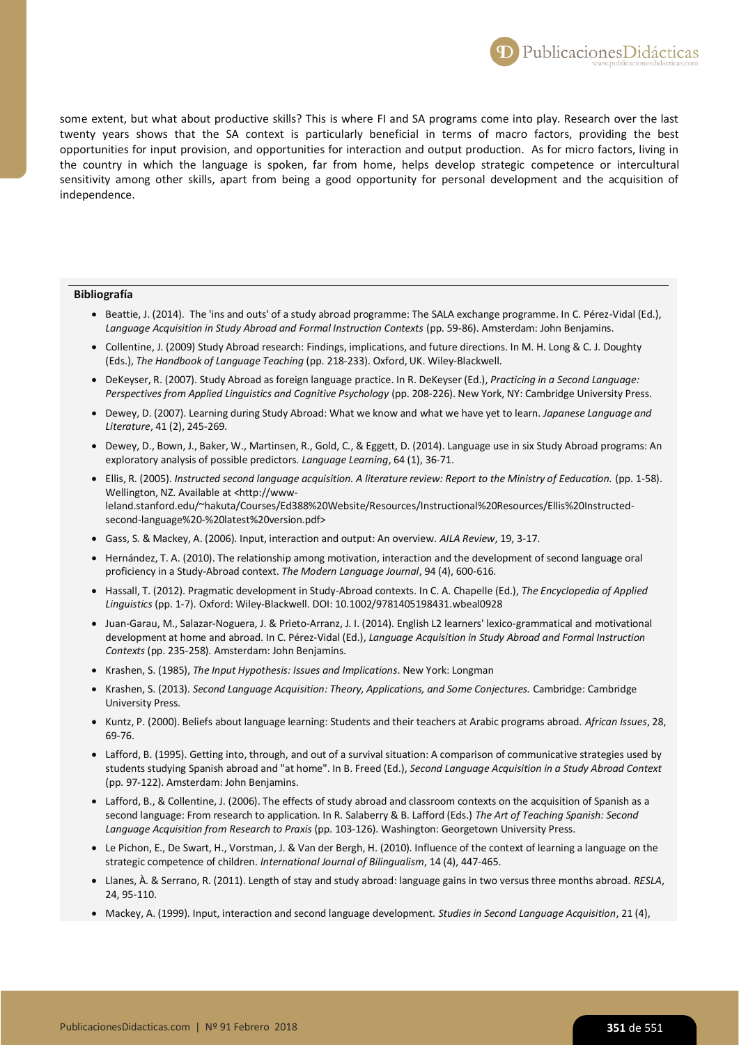some extent, but what about productive skills? This is where FI and SA programs come into play. Research over the last twenty years shows that the SA context is particularly beneficial in terms of macro factors, providing the best opportunities for input provision, and opportunities for interaction and output production. As for micro factors, living in the country in which the language is spoken, far from home, helps develop strategic competence or intercultural sensitivity among other skills, apart from being a good opportunity for personal development and the acquisition of independence.

**Bibliografía**

- Beattie, J. (2014). The 'ins and outs' of a study abroad programme: The SALA exchange programme. In C. Pérez-Vidal (Ed.), *Language Acquisition in Study Abroad and Formal Instruction Contexts* (pp. 59-86). Amsterdam: John Benjamins.
- Collentine, J. (2009) Study Abroad research: Findings, implications, and future directions. In M. H. Long & C. J. Doughty (Eds.), *The Handbook of Language Teaching* (pp. 218-233). Oxford, UK. Wiley-Blackwell.
- DeKeyser, R. (2007). Study Abroad as foreign language practice. In R. DeKeyser (Ed.), *Practicing in a Second Language: Perspectives from Applied Linguistics and Cognitive Psychology* (pp. 208-226). New York, NY: Cambridge University Press.
- Dewey, D. (2007). Learning during Study Abroad: What we know and what we have yet to learn. *Japanese Language and Literature*, 41 (2), 245-269.
- Dewey, D., Bown, J., Baker, W., Martinsen, R., Gold, C., & Eggett, D. (2014). Language use in six Study Abroad programs: An exploratory analysis of possible predictors. *Language Learning*, 64 (1), 36-71.
- Ellis, R. (2005). *Instructed second language acquisition. A literature review: Report to the Ministry of Eeducation.* (pp. 1-58). Wellington, NZ. Available at <http://www-leland.stanford.edu/~hakuta/Courses/Ed388%20Website/Resources/Instructional%20Resources/Ellis%20Instructed-second-language%20-%20latest%20version.pdf>
- Gass, S. & Mackey, A. (2006). Input, interaction and output: An overview. *AILA Review*, 19, 3-17.
- Hernández, T. A. (2010). The relationship among motivation, interaction and the development of second language oral proficiency in a Study-Abroad context. *The Modern Language Journal*, 94 (4), 600-616.
- Hassall, T. (2012). Pragmatic development in Study-Abroad contexts. In C. A. Chapelle (Ed.), *The Encyclopedia of Applied Linguistics* (pp. 1-7). Oxford: Wiley-Blackwell. DOI: 10.1002/9781405198431.wbeal0928
- Juan-Garau, M., Salazar-Noguera, J. & Prieto-Arranz, J. I. (2014). English L2 learners' lexico-grammatical and motivational development at home and abroad. In C. Pérez-Vidal (Ed.), *Language Acquisition in Study Abroad and Formal Instruction Contexts* (pp. 235-258). Amsterdam: John Benjamins.
- Krashen, S. (1985), *The Input Hypothesis: Issues and Implications*. New York: Longman
- Krashen, S. (2013). *Second Language Acquisition: Theory, Applications, and Some Conjectures.* Cambridge: Cambridge University Press.
- Kuntz, P. (2000). Beliefs about language learning: Students and their teachers at Arabic programs abroad. *African Issues*, 28, 69-76.
- Lafford, B. (1995). Getting into, through, and out of a survival situation: A comparison of communicative strategies used by students studying Spanish abroad and "at home". In B. Freed (Ed.), *Second Language Acquisition in a Study Abroad Context* (pp. 97-122). Amsterdam: John Benjamins.
- Lafford, B., & Collentine, J. (2006). The effects of study abroad and classroom contexts on the acquisition of Spanish as a second language: From research to application. In R. Salaberry & B. Lafford (Eds.) *The Art of Teaching Spanish: Second Language Acquisition from Research to Praxis* (pp. 103-126). Washington: Georgetown University Press.
- Le Pichon, E., De Swart, H., Vorstman, J. & Van der Bergh, H. (2010). Influence of the context of learning a language on the strategic competence of children. *International Journal of Bilingualism*, 14 (4), 447-465.
- Llanes, À. & Serrano, R. (2011). Length of stay and study abroad: language gains in two versus three months abroad. *RESLA*, 24, 95-110.
- Mackey, A. (1999). Input, interaction and second language development. *Studies in Second Language Acquisition*, 21 (4),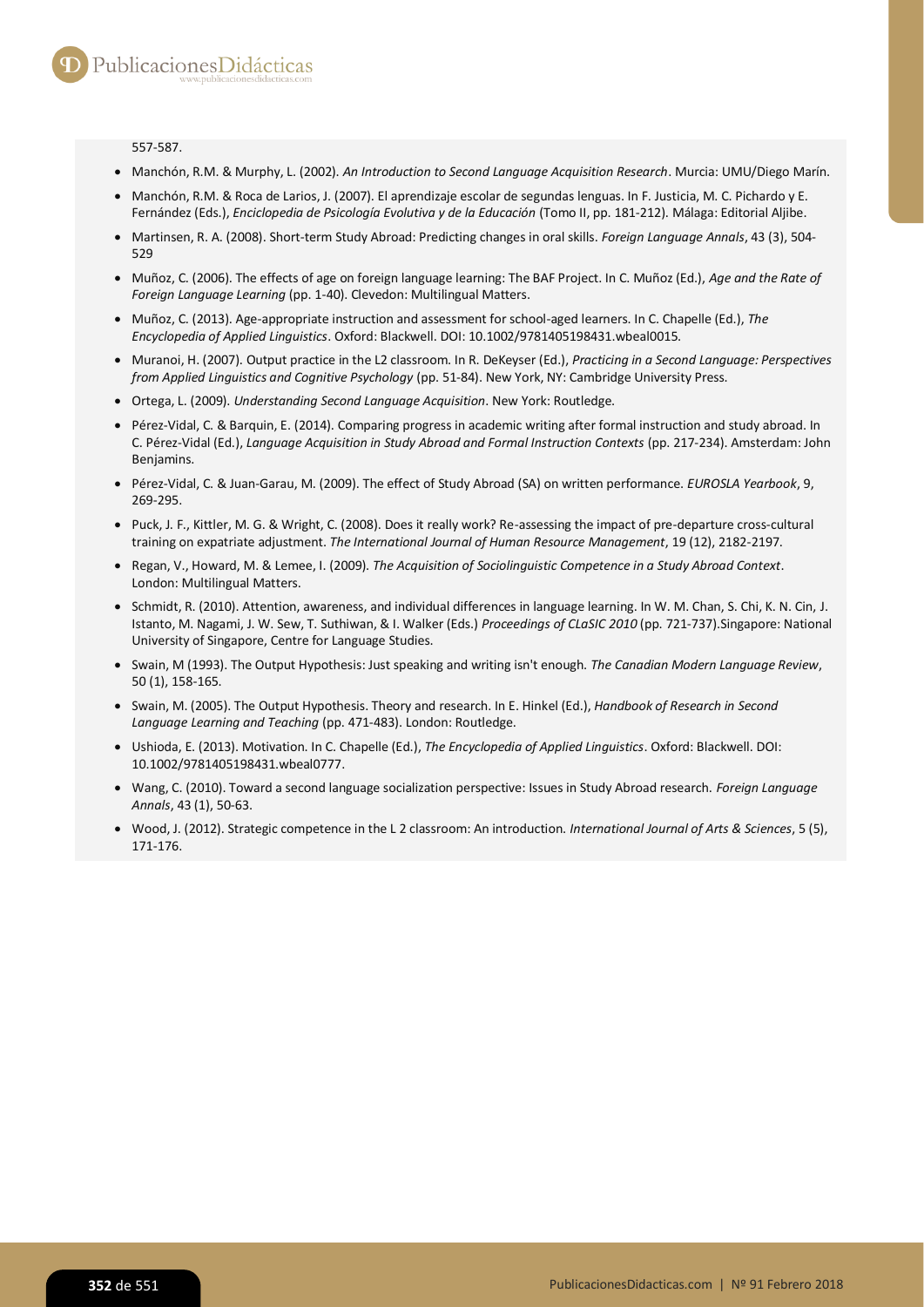557-587.

- Manchón, R.M. & Murphy, L. (2002). *An Introduction to Second Language Acquisition Research*. Murcia: UMU/Diego Marín.
- Manchón, R.M. & Roca de Larios, J. (2007). El aprendizaje escolar de segundas lenguas. In F. Justicia, M. C. Pichardo y E. Fernández (Eds.), *Enciclopedia de Psicología Evolutiva y de la Educación* (Tomo II, pp. 181-212). Málaga: Editorial Aljibe.
- Martinsen, R. A. (2008). Short-term Study Abroad: Predicting changes in oral skills. *Foreign Language Annals*, 43 (3), 504-529
- Muñoz, C. (2006). The effects of age on foreign language learning: The BAF Project. In C. Muñoz (Ed.), *Age and the Rate of Foreign Language Learning* (pp. 1-40). Clevedon: Multilingual Matters.
- Muñoz, C. (2013). Age-appropriate instruction and assessment for school-aged learners. In C. Chapelle (Ed.), *The Encyclopedia of Applied Linguistics*. Oxford: Blackwell. DOI: 10.1002/9781405198431.wbeal0015.
- Muranoi, H. (2007). Output practice in the L2 classroom. In R. DeKeyser (Ed.), *Practicing in a Second Language: Perspectives from Applied Linguistics and Cognitive Psychology* (pp. 51-84). New York, NY: Cambridge University Press.
- Ortega, L. (2009). *Understanding Second Language Acquisition*. New York: Routledge.
- Pérez-Vidal, C. & Barquin, E. (2014). Comparing progress in academic writing after formal instruction and study abroad. In C. Pérez-Vidal (Ed.), *Language Acquisition in Study Abroad and Formal Instruction Contexts* (pp. 217-234). Amsterdam: John Benjamins.
- Pérez-Vidal, C. & Juan-Garau, M. (2009). The effect of Study Abroad (SA) on written performance. *EUROSLA Yearbook*, 9, 269-295.
- Puck, J. F., Kittler, M. G. & Wright, C. (2008). Does it really work? Re-assessing the impact of pre-departure cross-cultural training on expatriate adjustment. *The International Journal of Human Resource Management*, 19 (12), 2182-2197.
- Regan, V., Howard, M. & Lemee, I. (2009). *The Acquisition of Sociolinguistic Competence in a Study Abroad Context*. London: Multilingual Matters.
- Schmidt, R. (2010). Attention, awareness, and individual differences in language learning. In W. M. Chan, S. Chi, K. N. Cin, J. Istanto, M. Nagami, J. W. Sew, T. Suthiwan, & I. Walker (Eds.) *Proceedings of CLaSIC 2010* (pp. 721-737).Singapore: National University of Singapore, Centre for Language Studies.
- Swain, M (1993). The Output Hypothesis: Just speaking and writing isn't enough. *The Canadian Modern Language Review*, 50 (1), 158-165.
- Swain, M. (2005). The Output Hypothesis. Theory and research. In E. Hinkel (Ed.), *Handbook of Research in Second Language Learning and Teaching* (pp. 471-483). London: Routledge.
- Ushioda, E. (2013). Motivation. In C. Chapelle (Ed.), *The Encyclopedia of Applied Linguistics*. Oxford: Blackwell. DOI: 10.1002/9781405198431.wbeal0777.
- Wang, C. (2010). Toward a second language socialization perspective: Issues in Study Abroad research. *Foreign Language Annals*, 43 (1), 50-63.
- Wood, J. (2012). Strategic competence in the L 2 classroom: An introduction. *International Journal of Arts & Sciences*, 5 (5), 171-176.